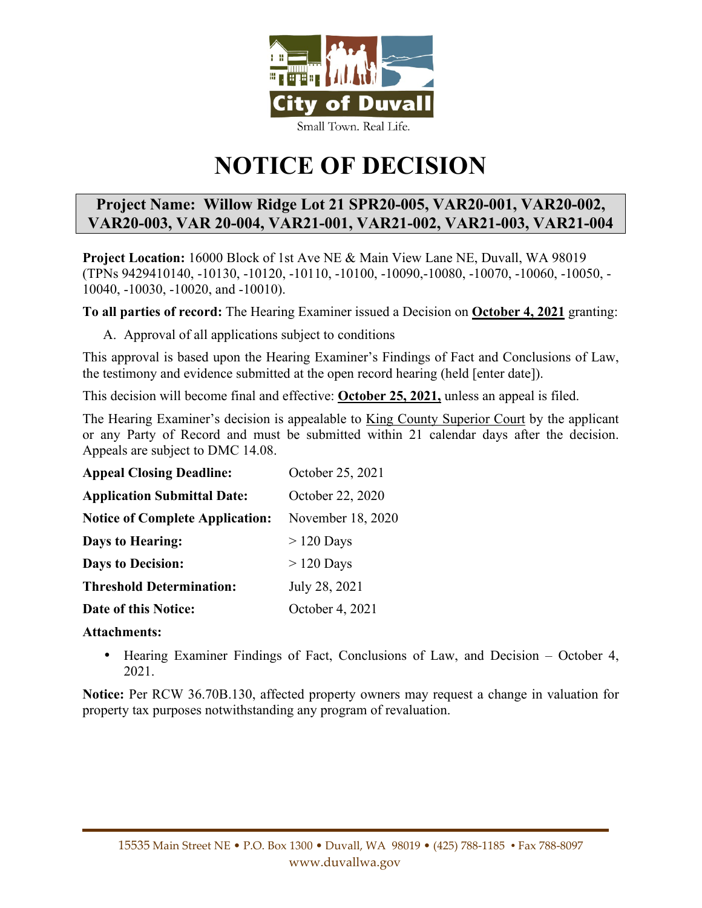City of Duvall

Small Town. Real Life.

# NOTICE OF DECISION

## Project Name: Willow Ridge Lot 21 SPR20-005, VAR20-001, VAR20-002, VAR20-003, VAR 20-004, VAR21-001, VAR21-002, VAR21-003, VAR21-004

**Project Location:** 16000 Block of 1st Ave NE & Main View Lane NE, Duvall, WA 98019 (TPNs 9429410140, -10130, -10120, -10110, -10100, -10090,-10080, -10070, -10060, -10050, -10040, -10030, -10020, and -10010).

**To all parties of record:** The Hearing Examiner issued a Decision on **October 4, 2021** granting:

A. Approval of all applications subject to conditions

This approval is based upon the Hearing Examiner's Findings of Fact and Conclusions of Law, the testimony and evidence submitted at the open record hearing (held [enter date]).

This decision will become final and effective: **October 25, 2021,** unless an appeal is filed.

The Hearing Examiner's decision is appealable to King County Superior Court by the applicant or any Party of Record and must be submitted within 21 calendar days after the decision. Appeals are subject to DMC 14.08.

| | |
|---|---|
| **Appeal Closing Deadline:** | October 25, 2021 |
| **Application Submittal Date:** | October 22, 2020 |
| **Notice of Complete Application:** | November 18, 2020 |
| **Days to Hearing:** | > 120 Days |
| **Days to Decision:** | > 120 Days |
| **Threshold Determination:** | July 28, 2021 |
| **Date of this Notice:** | October 4, 2021 |

**Attachments:**

- Hearing Examiner Findings of Fact, Conclusions of Law, and Decision – October 4, 2021.

**Notice:** Per RCW 36.70B.130, affected property owners may request a change in valuation for property tax purposes notwithstanding any program of revaluation.

15535 Main Street NE • P.O. Box 1300 • Duvall, WA 98019 • (425) 788-1185 • Fax 788-8097
www.duvallwa.gov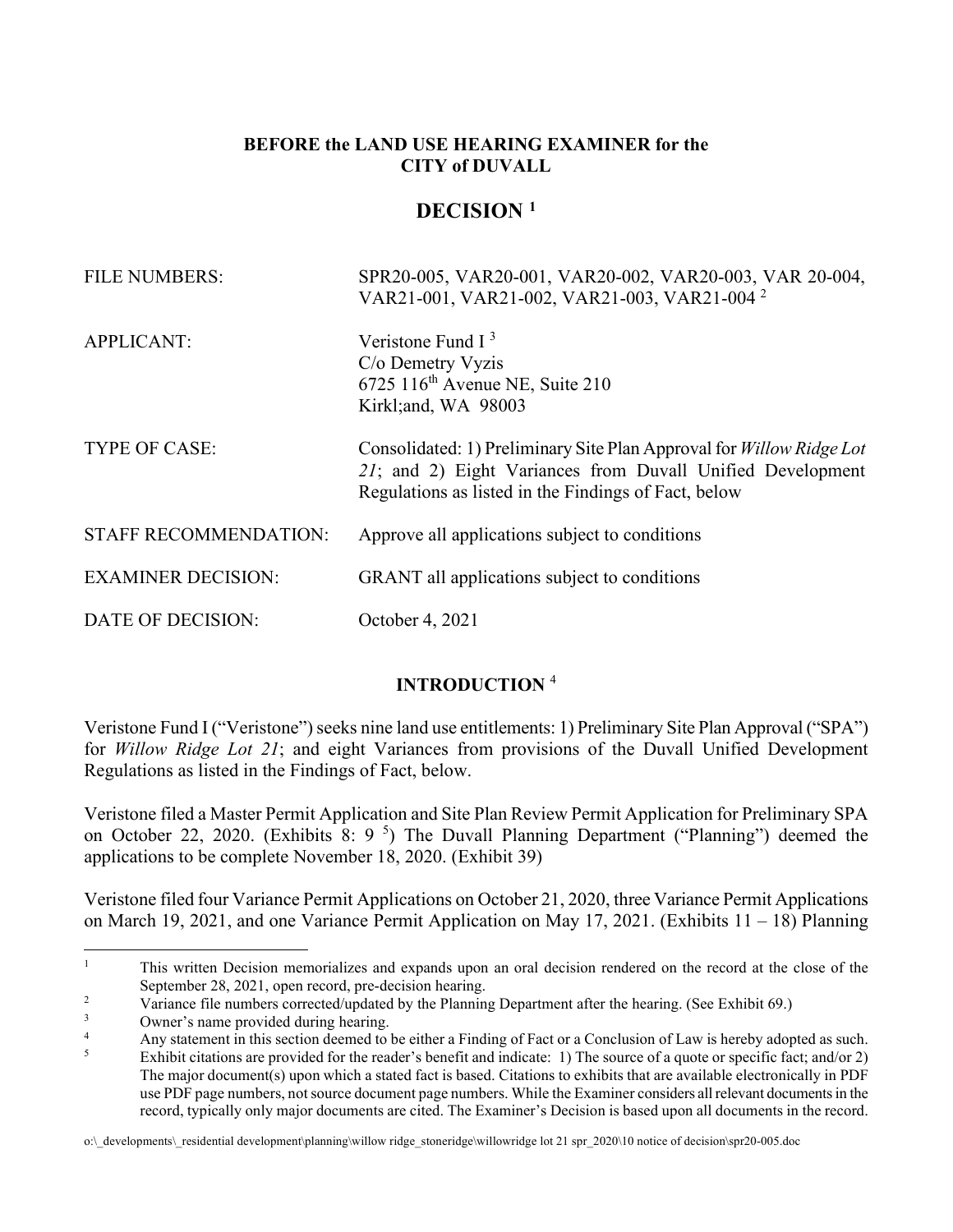**BEFORE the LAND USE HEARING EXAMINER for the CITY of DUVALL**

# DECISION [1]

| | |
|---|---|
| FILE NUMBERS: | SPR20-005, VAR20-001, VAR20-002, VAR20-003, VAR 20-004, VAR21-001, VAR21-002, VAR21-003, VAR21-004 [2] |
| APPLICANT: | Veristone Fund I [3]<br>C/o Demetry Vyzis<br>6725 116th Avenue NE, Suite 210<br>Kirkl;and, WA 98003 |
| TYPE OF CASE: | Consolidated: 1) Preliminary Site Plan Approval for *Willow Ridge Lot 21*; and 2) Eight Variances from Duvall Unified Development Regulations as listed in the Findings of Fact, below |
| STAFF RECOMMENDATION: | Approve all applications subject to conditions |
| EXAMINER DECISION: | GRANT all applications subject to conditions |
| DATE OF DECISION: | October 4, 2021 |

## INTRODUCTION [4]

Veristone Fund I ("Veristone") seeks nine land use entitlements: 1) Preliminary Site Plan Approval ("SPA") for *Willow Ridge Lot 21*; and eight Variances from provisions of the Duvall Unified Development Regulations as listed in the Findings of Fact, below.

Veristone filed a Master Permit Application and Site Plan Review Permit Application for Preliminary SPA on October 22, 2020. (Exhibits 8: 9 [5]) The Duvall Planning Department ("Planning") deemed the applications to be complete November 18, 2020. (Exhibit 39)

Veristone filed four Variance Permit Applications on October 21, 2020, three Variance Permit Applications on March 19, 2021, and one Variance Permit Application on May 17, 2021. (Exhibits 11 – 18) Planning

---

[1] This written Decision memorializes and expands upon an oral decision rendered on the record at the close of the September 28, 2021, open record, pre-decision hearing.

[2] Variance file numbers corrected/updated by the Planning Department after the hearing. (See Exhibit 69.)

[3] Owner's name provided during hearing.

[4] Any statement in this section deemed to be either a Finding of Fact or a Conclusion of Law is hereby adopted as such.

[5] Exhibit citations are provided for the reader's benefit and indicate: 1) The source of a quote or specific fact; and/or 2) The major document(s) upon which a stated fact is based. Citations to exhibits that are available electronically in PDF use PDF page numbers, not source document page numbers. While the Examiner considers all relevant documents in the record, typically only major documents are cited. The Examiner's Decision is based upon all documents in the record.

o:\_developments\_residential development\planning\willow ridge_stoneridge\willowridge lot 21 spr_2020\10 notice of decision\spr20-005.doc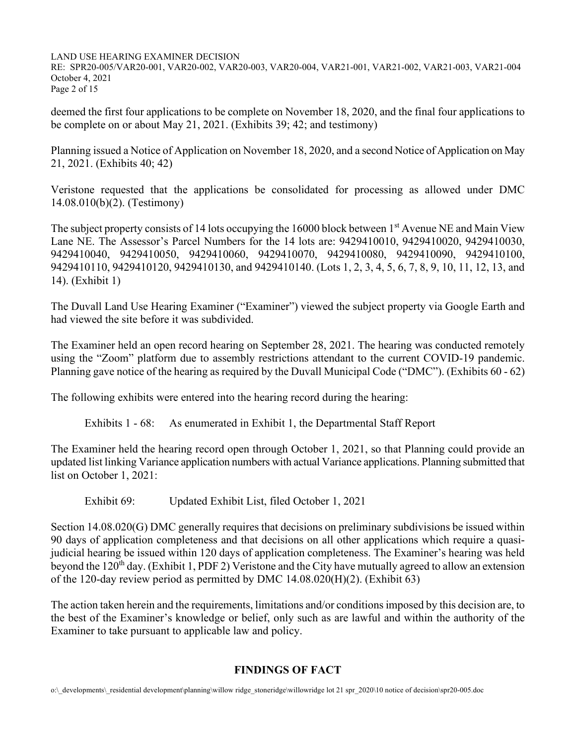deemed the first four applications to be complete on November 18, 2020, and the final four applications to be complete on or about May 21, 2021. (Exhibits 39; 42; and testimony)

Planning issued a Notice of Application on November 18, 2020, and a second Notice of Application on May 21, 2021. (Exhibits 40; 42)

Veristone requested that the applications be consolidated for processing as allowed under DMC 14.08.010(b)(2). (Testimony)

The subject property consists of 14 lots occupying the 16000 block between 1st Avenue NE and Main View Lane NE. The Assessor's Parcel Numbers for the 14 lots are: 9429410010, 9429410020, 9429410030, 9429410040, 9429410050, 9429410060, 9429410070, 9429410080, 9429410090, 9429410100, 9429410110, 9429410120, 9429410130, and 9429410140. (Lots 1, 2, 3, 4, 5, 6, 7, 8, 9, 10, 11, 12, 13, and 14). (Exhibit 1)

The Duvall Land Use Hearing Examiner ("Examiner") viewed the subject property via Google Earth and had viewed the site before it was subdivided.

The Examiner held an open record hearing on September 28, 2021. The hearing was conducted remotely using the "Zoom" platform due to assembly restrictions attendant to the current COVID-19 pandemic. Planning gave notice of the hearing as required by the Duvall Municipal Code ("DMC"). (Exhibits 60 - 62)

The following exhibits were entered into the hearing record during the hearing:

Exhibits 1 - 68: As enumerated in Exhibit 1, the Departmental Staff Report

The Examiner held the hearing record open through October 1, 2021, so that Planning could provide an updated list linking Variance application numbers with actual Variance applications. Planning submitted that list on October 1, 2021:

Exhibit 69: Updated Exhibit List, filed October 1, 2021

Section 14.08.020(G) DMC generally requires that decisions on preliminary subdivisions be issued within 90 days of application completeness and that decisions on all other applications which require a quasi-judicial hearing be issued within 120 days of application completeness. The Examiner's hearing was held beyond the 120th day. (Exhibit 1, PDF 2) Veristone and the City have mutually agreed to allow an extension of the 120-day review period as permitted by DMC 14.08.020(H)(2). (Exhibit 63)

The action taken herein and the requirements, limitations and/or conditions imposed by this decision are, to the best of the Examiner's knowledge or belief, only such as are lawful and within the authority of the Examiner to take pursuant to applicable law and policy.

## FINDINGS OF FACT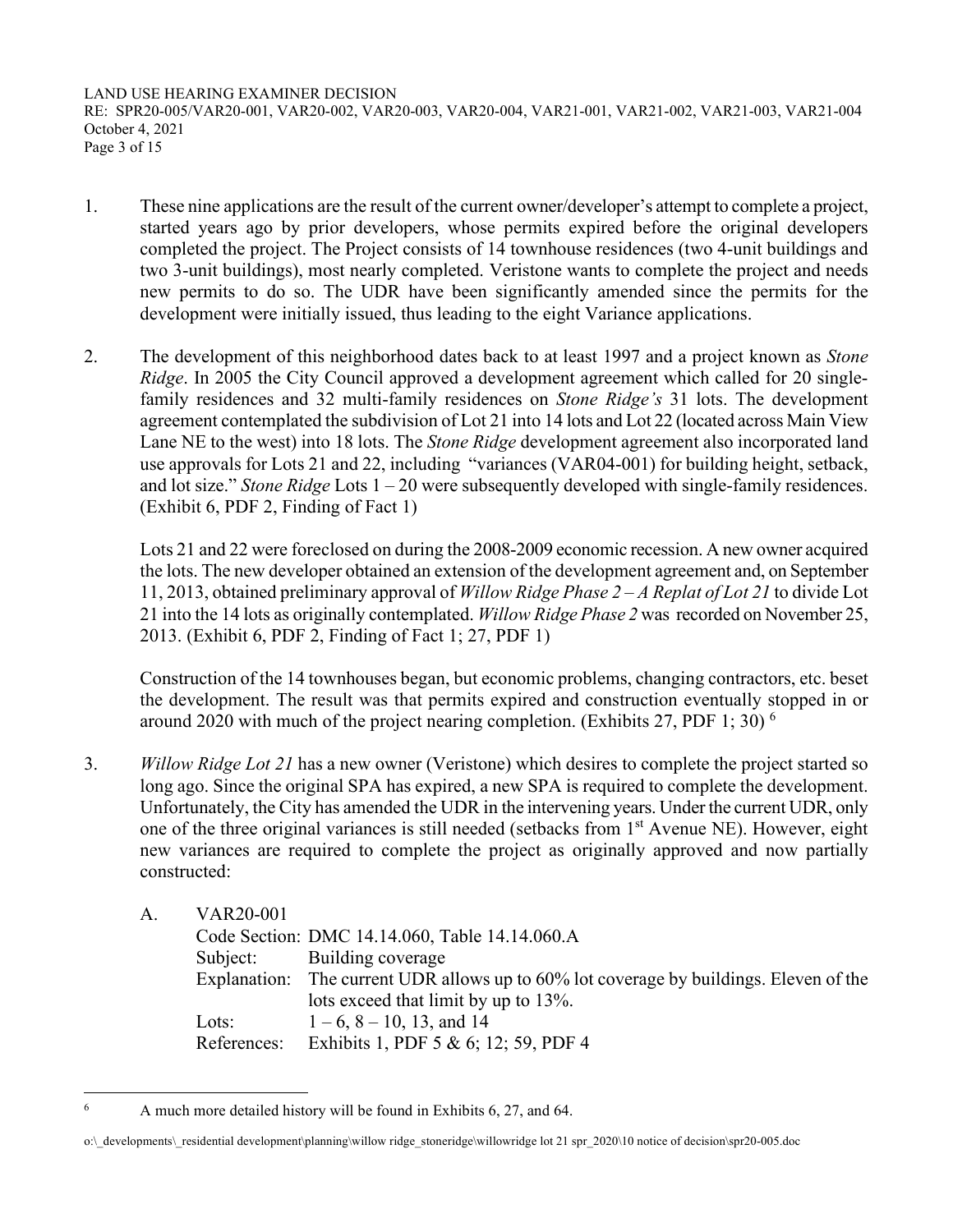1. These nine applications are the result of the current owner/developer's attempt to complete a project, started years ago by prior developers, whose permits expired before the original developers completed the project. The Project consists of 14 townhouse residences (two 4-unit buildings and two 3-unit buildings), most nearly completed. Veristone wants to complete the project and needs new permits to do so. The UDR have been significantly amended since the permits for the development were initially issued, thus leading to the eight Variance applications.

2. The development of this neighborhood dates back to at least 1997 and a project known as *Stone Ridge*. In 2005 the City Council approved a development agreement which called for 20 single-family residences and 32 multi-family residences on *Stone Ridge's* 31 lots. The development agreement contemplated the subdivision of Lot 21 into 14 lots and Lot 22 (located across Main View Lane NE to the west) into 18 lots. The *Stone Ridge* development agreement also incorporated land use approvals for Lots 21 and 22, including "variances (VAR04-001) for building height, setback, and lot size." *Stone Ridge* Lots 1 – 20 were subsequently developed with single-family residences. (Exhibit 6, PDF 2, Finding of Fact 1)

   Lots 21 and 22 were foreclosed on during the 2008-2009 economic recession. A new owner acquired the lots. The new developer obtained an extension of the development agreement and, on September 11, 2013, obtained preliminary approval of *Willow Ridge Phase 2 – A Replat of Lot 21* to divide Lot 21 into the 14 lots as originally contemplated. *Willow Ridge Phase 2* was recorded on November 25, 2013. (Exhibit 6, PDF 2, Finding of Fact 1; 27, PDF 1)

   Construction of the 14 townhouses began, but economic problems, changing contractors, etc. beset the development. The result was that permits expired and construction eventually stopped in or around 2020 with much of the project nearing completion. (Exhibits 27, PDF 1; 30) [6]

3. *Willow Ridge Lot 21* has a new owner (Veristone) which desires to complete the project started so long ago. Since the original SPA has expired, a new SPA is required to complete the development. Unfortunately, the City has amended the UDR in the intervening years. Under the current UDR, only one of the three original variances is still needed (setbacks from 1st Avenue NE). However, eight new variances are required to complete the project as originally approved and now partially constructed:

   A. VAR20-001
      - Code Section: DMC 14.14.060, Table 14.14.060.A
      - Subject: Building coverage
      - Explanation: The current UDR allows up to 60% lot coverage by buildings. Eleven of the lots exceed that limit by up to 13%.
      - Lots: 1 – 6, 8 – 10, 13, and 14
      - References: Exhibits 1, PDF 5 & 6; 12; 59, PDF 4

[6] A much more detailed history will be found in Exhibits 6, 27, and 64.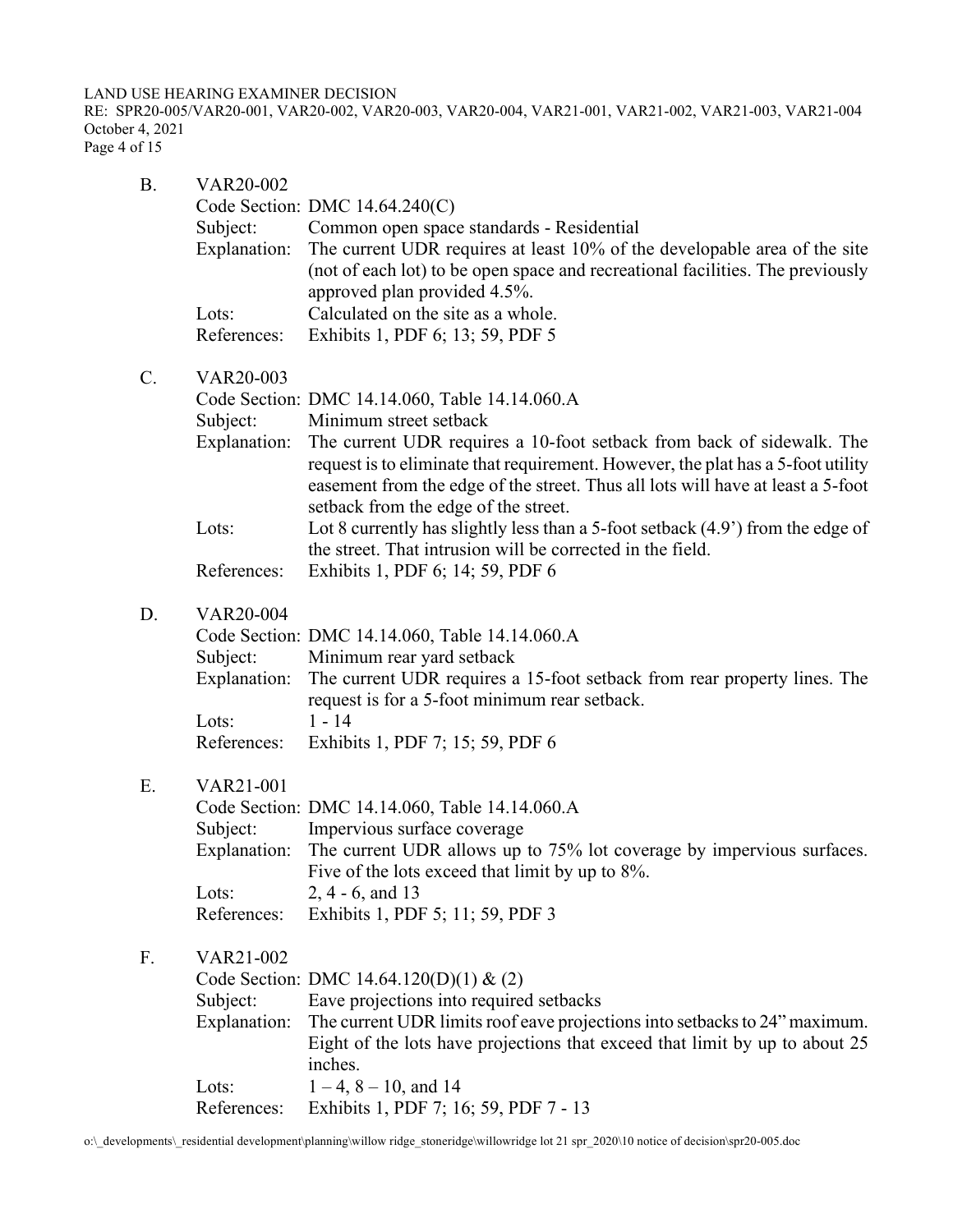B. VAR20-002

| | |
|---|---|
| Code Section: | DMC 14.64.240(C) |
| Subject: | Common open space standards - Residential |
| Explanation: | The current UDR requires at least 10% of the developable area of the site (not of each lot) to be open space and recreational facilities. The previously approved plan provided 4.5%. |
| Lots: | Calculated on the site as a whole. |
| References: | Exhibits 1, PDF 6; 13; 59, PDF 5 |

C. VAR20-003

| | |
|---|---|
| Code Section: | DMC 14.14.060, Table 14.14.060.A |
| Subject: | Minimum street setback |
| Explanation: | The current UDR requires a 10-foot setback from back of sidewalk. The request is to eliminate that requirement. However, the plat has a 5-foot utility easement from the edge of the street. Thus all lots will have at least a 5-foot setback from the edge of the street. |
| Lots: | Lot 8 currently has slightly less than a 5-foot setback (4.9') from the edge of the street. That intrusion will be corrected in the field. |
| References: | Exhibits 1, PDF 6; 14; 59, PDF 6 |

D. VAR20-004

| | |
|---|---|
| Code Section: | DMC 14.14.060, Table 14.14.060.A |
| Subject: | Minimum rear yard setback |
| Explanation: | The current UDR requires a 15-foot setback from rear property lines. The request is for a 5-foot minimum rear setback. |
| Lots: | 1 - 14 |
| References: | Exhibits 1, PDF 7; 15; 59, PDF 6 |

E. VAR21-001

| | |
|---|---|
| Code Section: | DMC 14.14.060, Table 14.14.060.A |
| Subject: | Impervious surface coverage |
| Explanation: | The current UDR allows up to 75% lot coverage by impervious surfaces. Five of the lots exceed that limit by up to 8%. |
| Lots: | 2, 4 - 6, and 13 |
| References: | Exhibits 1, PDF 5; 11; 59, PDF 3 |

F. VAR21-002

| | |
|---|---|
| Code Section: | DMC 14.64.120(D)(1) & (2) |
| Subject: | Eave projections into required setbacks |
| Explanation: | The current UDR limits roof eave projections into setbacks to 24" maximum. Eight of the lots have projections that exceed that limit by up to about 25 inches. |
| Lots: | 1 – 4, 8 – 10, and 14 |
| References: | Exhibits 1, PDF 7; 16; 59, PDF 7 - 13 |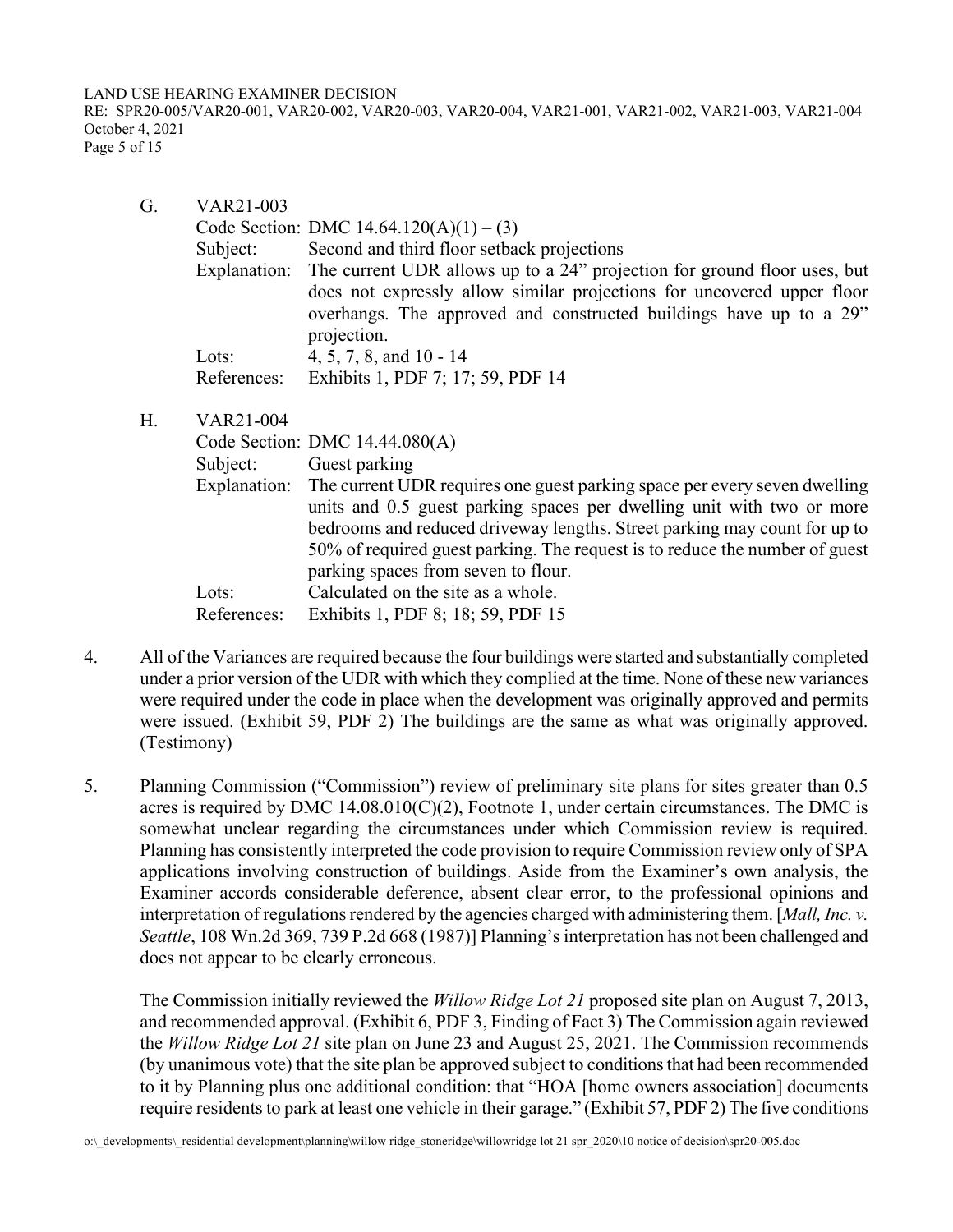G. VAR21-003

Code Section: DMC 14.64.120(A)(1) – (3)

Subject: Second and third floor setback projections

Explanation: The current UDR allows up to a 24" projection for ground floor uses, but does not expressly allow similar projections for uncovered upper floor overhangs. The approved and constructed buildings have up to a 29" projection.

Lots: 4, 5, 7, 8, and 10 - 14

References: Exhibits 1, PDF 7; 17; 59, PDF 14

H. VAR21-004

Code Section: DMC 14.44.080(A)

Subject: Guest parking

Explanation: The current UDR requires one guest parking space per every seven dwelling units and 0.5 guest parking spaces per dwelling unit with two or more bedrooms and reduced driveway lengths. Street parking may count for up to 50% of required guest parking. The request is to reduce the number of guest parking spaces from seven to flour.

Lots: Calculated on the site as a whole.

References: Exhibits 1, PDF 8; 18; 59, PDF 15

4. All of the Variances are required because the four buildings were started and substantially completed under a prior version of the UDR with which they complied at the time. None of these new variances were required under the code in place when the development was originally approved and permits were issued. (Exhibit 59, PDF 2) The buildings are the same as what was originally approved. (Testimony)

5. Planning Commission ("Commission") review of preliminary site plans for sites greater than 0.5 acres is required by DMC 14.08.010(C)(2), Footnote 1, under certain circumstances. The DMC is somewhat unclear regarding the circumstances under which Commission review is required. Planning has consistently interpreted the code provision to require Commission review only of SPA applications involving construction of buildings. Aside from the Examiner's own analysis, the Examiner accords considerable deference, absent clear error, to the professional opinions and interpretation of regulations rendered by the agencies charged with administering them. [*Mall, Inc. v. Seattle*, 108 Wn.2d 369, 739 P.2d 668 (1987)] Planning's interpretation has not been challenged and does not appear to be clearly erroneous.

   The Commission initially reviewed the *Willow Ridge Lot 21* proposed site plan on August 7, 2013, and recommended approval. (Exhibit 6, PDF 3, Finding of Fact 3) The Commission again reviewed the *Willow Ridge Lot 21* site plan on June 23 and August 25, 2021. The Commission recommends (by unanimous vote) that the site plan be approved subject to conditions that had been recommended to it by Planning plus one additional condition: that "HOA [home owners association] documents require residents to park at least one vehicle in their garage." (Exhibit 57, PDF 2) The five conditions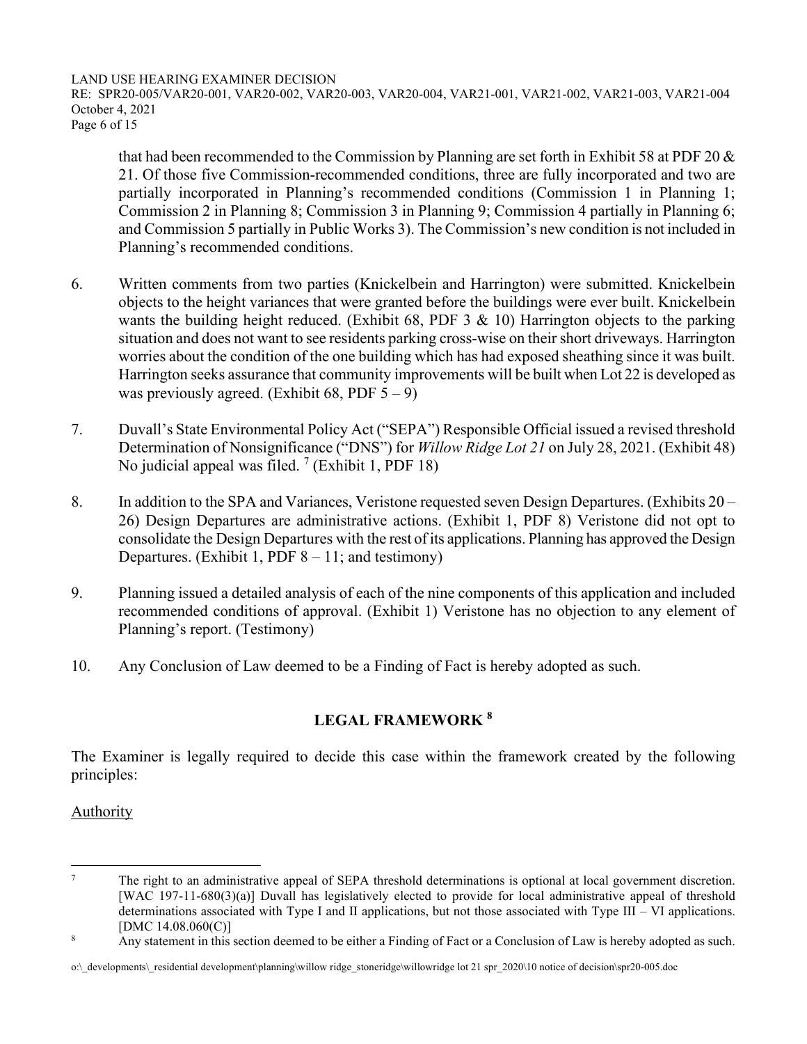that had been recommended to the Commission by Planning are set forth in Exhibit 58 at PDF 20 & 21. Of those five Commission-recommended conditions, three are fully incorporated and two are partially incorporated in Planning's recommended conditions (Commission 1 in Planning 1; Commission 2 in Planning 8; Commission 3 in Planning 9; Commission 4 partially in Planning 6; and Commission 5 partially in Public Works 3). The Commission's new condition is not included in Planning's recommended conditions.

6. Written comments from two parties (Knickelbein and Harrington) were submitted. Knickelbein objects to the height variances that were granted before the buildings were ever built. Knickelbein wants the building height reduced. (Exhibit 68, PDF 3 & 10) Harrington objects to the parking situation and does not want to see residents parking cross-wise on their short driveways. Harrington worries about the condition of the one building which has had exposed sheathing since it was built. Harrington seeks assurance that community improvements will be built when Lot 22 is developed as was previously agreed. (Exhibit 68, PDF 5 – 9)

7. Duvall's State Environmental Policy Act ("SEPA") Responsible Official issued a revised threshold Determination of Nonsignificance ("DNS") for *Willow Ridge Lot 21* on July 28, 2021. (Exhibit 48) No judicial appeal was filed. [7] (Exhibit 1, PDF 18)

8. In addition to the SPA and Variances, Veristone requested seven Design Departures. (Exhibits 20 – 26) Design Departures are administrative actions. (Exhibit 1, PDF 8) Veristone did not opt to consolidate the Design Departures with the rest of its applications. Planning has approved the Design Departures. (Exhibit 1, PDF 8 – 11; and testimony)

9. Planning issued a detailed analysis of each of the nine components of this application and included recommended conditions of approval. (Exhibit 1) Veristone has no objection to any element of Planning's report. (Testimony)

10. Any Conclusion of Law deemed to be a Finding of Fact is hereby adopted as such.

## LEGAL FRAMEWORK [8]

The Examiner is legally required to decide this case within the framework created by the following principles:

Authority

---

[7] The right to an administrative appeal of SEPA threshold determinations is optional at local government discretion. [WAC 197-11-680(3)(a)] Duvall has legislatively elected to provide for local administrative appeal of threshold determinations associated with Type I and II applications, but not those associated with Type III – VI applications. [DMC 14.08.060(C)]

[8] Any statement in this section deemed to be either a Finding of Fact or a Conclusion of Law is hereby adopted as such.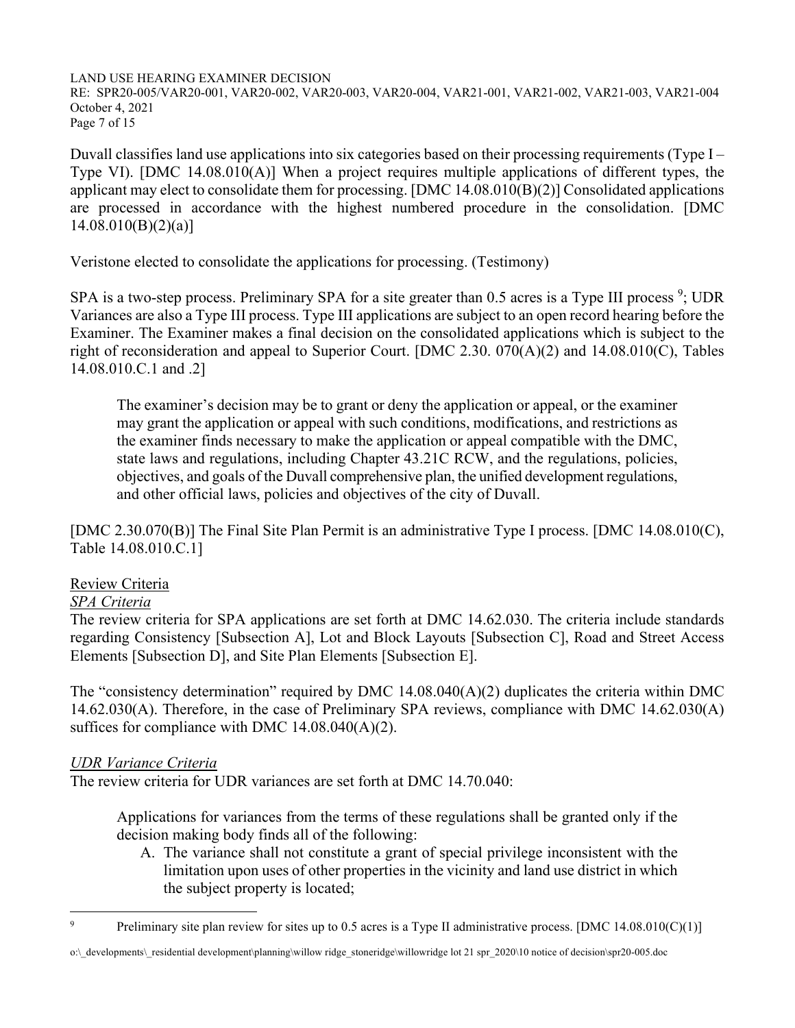Duvall classifies land use applications into six categories based on their processing requirements (Type I – Type VI). [DMC 14.08.010(A)] When a project requires multiple applications of different types, the applicant may elect to consolidate them for processing. [DMC 14.08.010(B)(2)] Consolidated applications are processed in accordance with the highest numbered procedure in the consolidation. [DMC 14.08.010(B)(2)(a)]

Veristone elected to consolidate the applications for processing. (Testimony)

SPA is a two-step process. Preliminary SPA for a site greater than 0.5 acres is a Type III process [9]; UDR Variances are also a Type III process. Type III applications are subject to an open record hearing before the Examiner. The Examiner makes a final decision on the consolidated applications which is subject to the right of reconsideration and appeal to Superior Court. [DMC 2.30. 070(A)(2) and 14.08.010(C), Tables 14.08.010.C.1 and .2]

> The examiner's decision may be to grant or deny the application or appeal, or the examiner may grant the application or appeal with such conditions, modifications, and restrictions as the examiner finds necessary to make the application or appeal compatible with the DMC, state laws and regulations, including Chapter 43.21C RCW, and the regulations, policies, objectives, and goals of the Duvall comprehensive plan, the unified development regulations, and other official laws, policies and objectives of the city of Duvall.

[DMC 2.30.070(B)] The Final Site Plan Permit is an administrative Type I process. [DMC 14.08.010(C), Table 14.08.010.C.1]

Review Criteria

*SPA Criteria*

The review criteria for SPA applications are set forth at DMC 14.62.030. The criteria include standards regarding Consistency [Subsection A], Lot and Block Layouts [Subsection C], Road and Street Access Elements [Subsection D], and Site Plan Elements [Subsection E].

The "consistency determination" required by DMC 14.08.040(A)(2) duplicates the criteria within DMC 14.62.030(A). Therefore, in the case of Preliminary SPA reviews, compliance with DMC 14.62.030(A) suffices for compliance with DMC 14.08.040(A)(2).

*UDR Variance Criteria*

The review criteria for UDR variances are set forth at DMC 14.70.040:

> Applications for variances from the terms of these regulations shall be granted only if the decision making body finds all of the following:
>
> A. The variance shall not constitute a grant of special privilege inconsistent with the limitation upon uses of other properties in the vicinity and land use district in which the subject property is located;

---

[9] Preliminary site plan review for sites up to 0.5 acres is a Type II administrative process. [DMC 14.08.010(C)(1)]

o:\_developments\_residential development\planning\willow ridge_stoneridge\willowridge lot 21 spr_2020\10 notice of decision\spr20-005.doc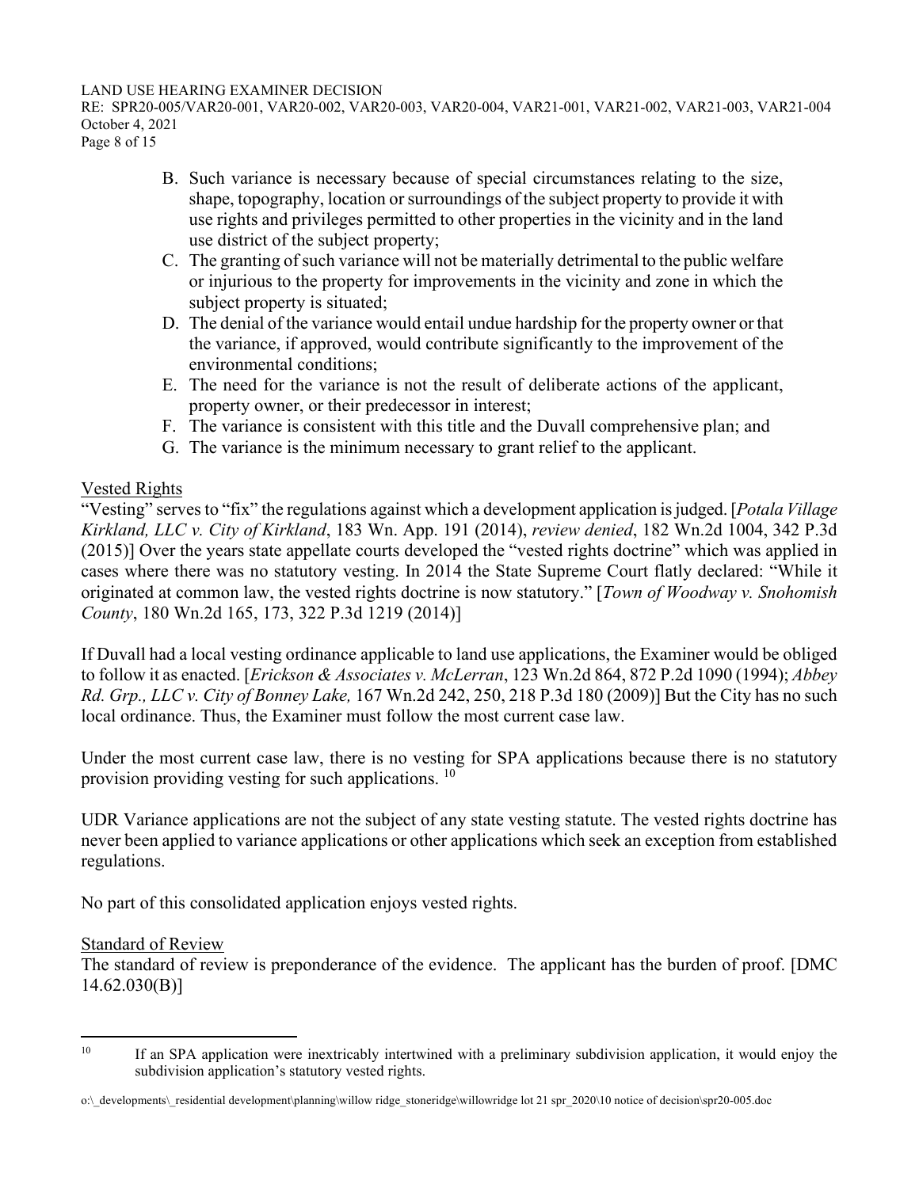B. Such variance is necessary because of special circumstances relating to the size, shape, topography, location or surroundings of the subject property to provide it with use rights and privileges permitted to other properties in the vicinity and in the land use district of the subject property;
C. The granting of such variance will not be materially detrimental to the public welfare or injurious to the property for improvements in the vicinity and zone in which the subject property is situated;
D. The denial of the variance would entail undue hardship for the property owner or that the variance, if approved, would contribute significantly to the improvement of the environmental conditions;
E. The need for the variance is not the result of deliberate actions of the applicant, property owner, or their predecessor in interest;
F. The variance is consistent with this title and the Duvall comprehensive plan; and
G. The variance is the minimum necessary to grant relief to the applicant.

Vested Rights

"Vesting" serves to "fix" the regulations against which a development application is judged. [*Potala Village Kirkland, LLC v. City of Kirkland*, 183 Wn. App. 191 (2014), *review denied*, 182 Wn.2d 1004, 342 P.3d (2015)] Over the years state appellate courts developed the "vested rights doctrine" which was applied in cases where there was no statutory vesting. In 2014 the State Supreme Court flatly declared: "While it originated at common law, the vested rights doctrine is now statutory." [*Town of Woodway v. Snohomish County*, 180 Wn.2d 165, 173, 322 P.3d 1219 (2014)]

If Duvall had a local vesting ordinance applicable to land use applications, the Examiner would be obliged to follow it as enacted. [*Erickson & Associates v. McLerran*, 123 Wn.2d 864, 872 P.2d 1090 (1994); *Abbey Rd. Grp., LLC v. City of Bonney Lake,* 167 Wn.2d 242, 250, 218 P.3d 180 (2009)] But the City has no such local ordinance. Thus, the Examiner must follow the most current case law.

Under the most current case law, there is no vesting for SPA applications because there is no statutory provision providing vesting for such applications. [10]

UDR Variance applications are not the subject of any state vesting statute. The vested rights doctrine has never been applied to variance applications or other applications which seek an exception from established regulations.

No part of this consolidated application enjoys vested rights.

Standard of Review

The standard of review is preponderance of the evidence. The applicant has the burden of proof. [DMC 14.62.030(B)]

---

[10] If an SPA application were inextricably intertwined with a preliminary subdivision application, it would enjoy the subdivision application's statutory vested rights.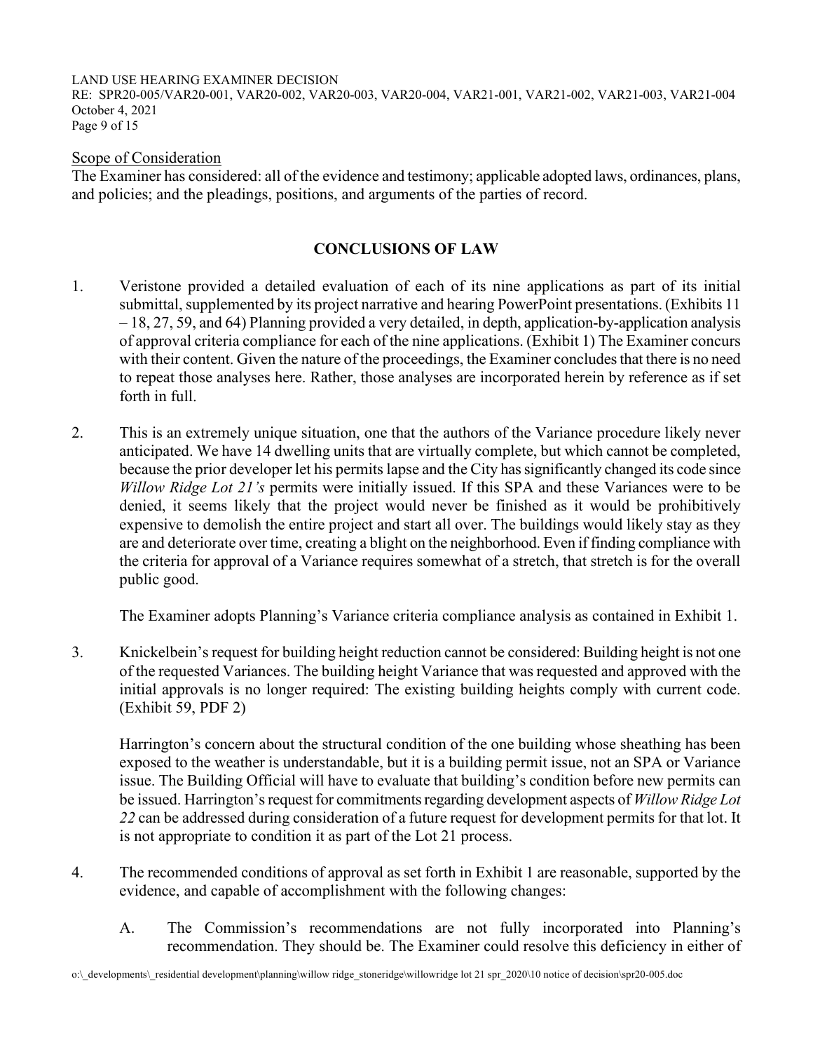Scope of Consideration

The Examiner has considered: all of the evidence and testimony; applicable adopted laws, ordinances, plans, and policies; and the pleadings, positions, and arguments of the parties of record.

## CONCLUSIONS OF LAW

1. Veristone provided a detailed evaluation of each of its nine applications as part of its initial submittal, supplemented by its project narrative and hearing PowerPoint presentations. (Exhibits 11 – 18, 27, 59, and 64) Planning provided a very detailed, in depth, application-by-application analysis of approval criteria compliance for each of the nine applications. (Exhibit 1) The Examiner concurs with their content. Given the nature of the proceedings, the Examiner concludes that there is no need to repeat those analyses here. Rather, those analyses are incorporated herein by reference as if set forth in full.

2. This is an extremely unique situation, one that the authors of the Variance procedure likely never anticipated. We have 14 dwelling units that are virtually complete, but which cannot be completed, because the prior developer let his permits lapse and the City has significantly changed its code since *Willow Ridge Lot 21's* permits were initially issued. If this SPA and these Variances were to be denied, it seems likely that the project would never be finished as it would be prohibitively expensive to demolish the entire project and start all over. The buildings would likely stay as they are and deteriorate over time, creating a blight on the neighborhood. Even if finding compliance with the criteria for approval of a Variance requires somewhat of a stretch, that stretch is for the overall public good.

   The Examiner adopts Planning's Variance criteria compliance analysis as contained in Exhibit 1.

3. Knickelbein's request for building height reduction cannot be considered: Building height is not one of the requested Variances. The building height Variance that was requested and approved with the initial approvals is no longer required: The existing building heights comply with current code. (Exhibit 59, PDF 2)

   Harrington's concern about the structural condition of the one building whose sheathing has been exposed to the weather is understandable, but it is a building permit issue, not an SPA or Variance issue. The Building Official will have to evaluate that building's condition before new permits can be issued. Harrington's request for commitments regarding development aspects of *Willow Ridge Lot 22* can be addressed during consideration of a future request for development permits for that lot. It is not appropriate to condition it as part of the Lot 21 process.

4. The recommended conditions of approval as set forth in Exhibit 1 are reasonable, supported by the evidence, and capable of accomplishment with the following changes:

   A. The Commission's recommendations are not fully incorporated into Planning's recommendation. They should be. The Examiner could resolve this deficiency in either of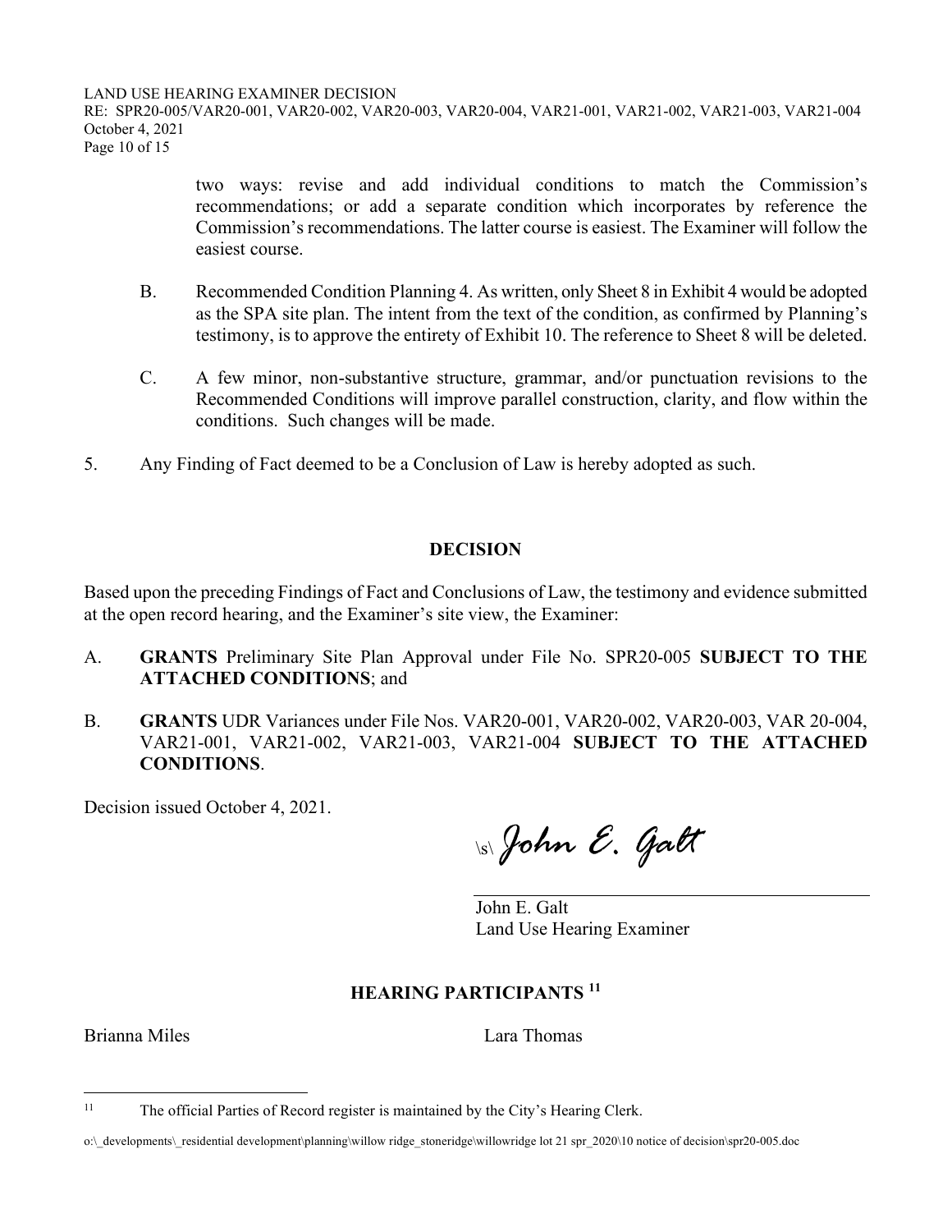two ways: revise and add individual conditions to match the Commission's recommendations; or add a separate condition which incorporates by reference the Commission's recommendations. The latter course is easiest. The Examiner will follow the easiest course.

B. Recommended Condition Planning 4. As written, only Sheet 8 in Exhibit 4 would be adopted as the SPA site plan. The intent from the text of the condition, as confirmed by Planning's testimony, is to approve the entirety of Exhibit 10. The reference to Sheet 8 will be deleted.

C. A few minor, non-substantive structure, grammar, and/or punctuation revisions to the Recommended Conditions will improve parallel construction, clarity, and flow within the conditions. Such changes will be made.

5. Any Finding of Fact deemed to be a Conclusion of Law is hereby adopted as such.

## DECISION

Based upon the preceding Findings of Fact and Conclusions of Law, the testimony and evidence submitted at the open record hearing, and the Examiner's site view, the Examiner:

A. **GRANTS** Preliminary Site Plan Approval under File No. SPR20-005 **SUBJECT TO THE ATTACHED CONDITIONS**; and

B. **GRANTS** UDR Variances under File Nos. VAR20-001, VAR20-002, VAR20-003, VAR 20-004, VAR21-001, VAR21-002, VAR21-003, VAR21-004 **SUBJECT TO THE ATTACHED CONDITIONS**.

Decision issued October 4, 2021.

\s\ *John E. Galt*

John E. Galt
Land Use Hearing Examiner

## HEARING PARTICIPANTS [11]

Brianna Miles

Lara Thomas

[11] The official Parties of Record register is maintained by the City's Hearing Clerk.

o:\_developments\_residential development\planning\willow ridge_stoneridge\willowridge lot 21 spr_2020\10 notice of decision\spr20-005.doc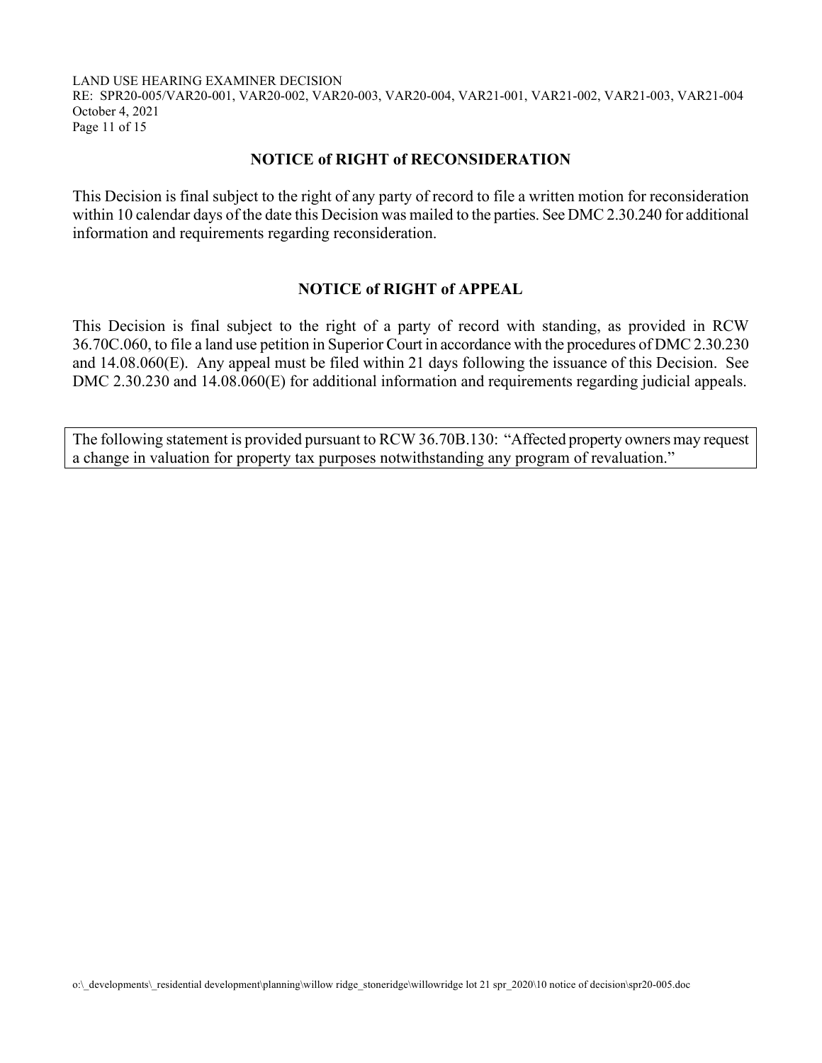## NOTICE of RIGHT of RECONSIDERATION

This Decision is final subject to the right of any party of record to file a written motion for reconsideration within 10 calendar days of the date this Decision was mailed to the parties. See DMC 2.30.240 for additional information and requirements regarding reconsideration.

## NOTICE of RIGHT of APPEAL

This Decision is final subject to the right of a party of record with standing, as provided in RCW 36.70C.060, to file a land use petition in Superior Court in accordance with the procedures of DMC 2.30.230 and 14.08.060(E). Any appeal must be filed within 21 days following the issuance of this Decision. See DMC 2.30.230 and 14.08.060(E) for additional information and requirements regarding judicial appeals.

The following statement is provided pursuant to RCW 36.70B.130: "Affected property owners may request a change in valuation for property tax purposes notwithstanding any program of revaluation."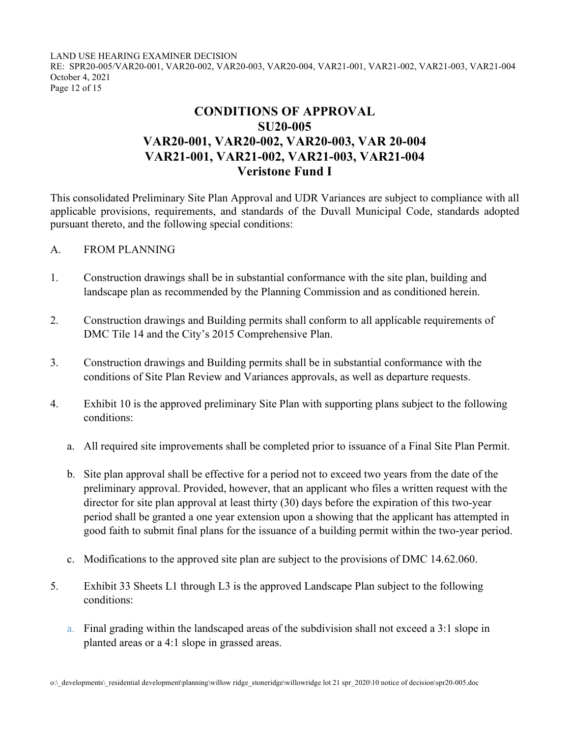# CONDITIONS OF APPROVAL
# SU20-005
# VAR20-001, VAR20-002, VAR20-003, VAR 20-004
# VAR21-001, VAR21-002, VAR21-003, VAR21-004
# Veristone Fund I

This consolidated Preliminary Site Plan Approval and UDR Variances are subject to compliance with all applicable provisions, requirements, and standards of the Duvall Municipal Code, standards adopted pursuant thereto, and the following special conditions:

A. FROM PLANNING

1. Construction drawings shall be in substantial conformance with the site plan, building and landscape plan as recommended by the Planning Commission and as conditioned herein.

2. Construction drawings and Building permits shall conform to all applicable requirements of DMC Tile 14 and the City's 2015 Comprehensive Plan.

3. Construction drawings and Building permits shall be in substantial conformance with the conditions of Site Plan Review and Variances approvals, as well as departure requests.

4. Exhibit 10 is the approved preliminary Site Plan with supporting plans subject to the following conditions:

   a. All required site improvements shall be completed prior to issuance of a Final Site Plan Permit.

   b. Site plan approval shall be effective for a period not to exceed two years from the date of the preliminary approval. Provided, however, that an applicant who files a written request with the director for site plan approval at least thirty (30) days before the expiration of this two-year period shall be granted a one year extension upon a showing that the applicant has attempted in good faith to submit final plans for the issuance of a building permit within the two-year period.

   c. Modifications to the approved site plan are subject to the provisions of DMC 14.62.060.

5. Exhibit 33 Sheets L1 through L3 is the approved Landscape Plan subject to the following conditions:

   a. Final grading within the landscaped areas of the subdivision shall not exceed a 3:1 slope in planted areas or a 4:1 slope in grassed areas.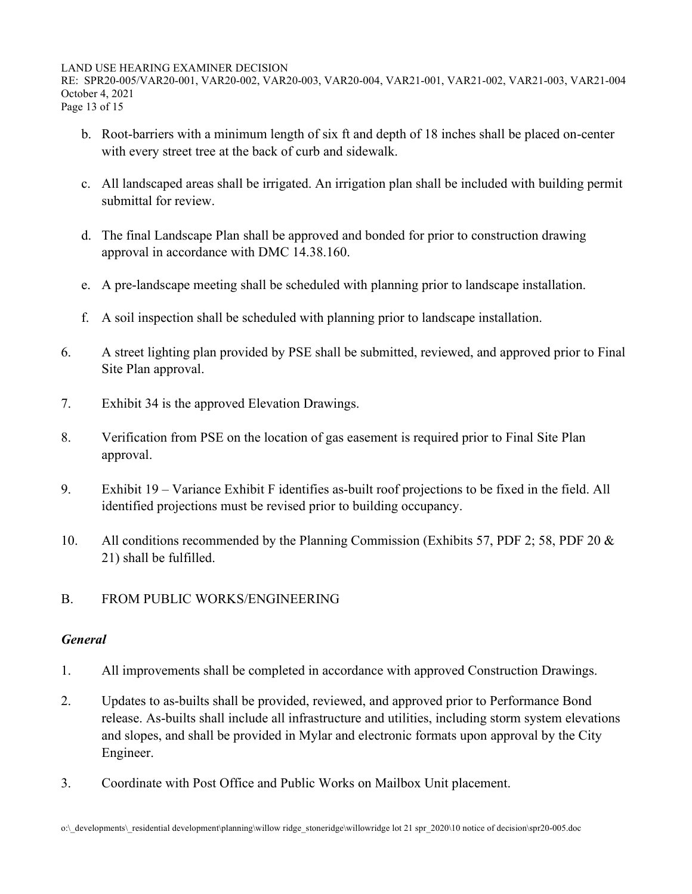b. Root-barriers with a minimum length of six ft and depth of 18 inches shall be placed on-center with every street tree at the back of curb and sidewalk.

c. All landscaped areas shall be irrigated. An irrigation plan shall be included with building permit submittal for review.

d. The final Landscape Plan shall be approved and bonded for prior to construction drawing approval in accordance with DMC 14.38.160.

e. A pre-landscape meeting shall be scheduled with planning prior to landscape installation.

f. A soil inspection shall be scheduled with planning prior to landscape installation.

6. A street lighting plan provided by PSE shall be submitted, reviewed, and approved prior to Final Site Plan approval.

7. Exhibit 34 is the approved Elevation Drawings.

8. Verification from PSE on the location of gas easement is required prior to Final Site Plan approval.

9. Exhibit 19 – Variance Exhibit F identifies as-built roof projections to be fixed in the field. All identified projections must be revised prior to building occupancy.

10. All conditions recommended by the Planning Commission (Exhibits 57, PDF 2; 58, PDF 20 & 21) shall be fulfilled.

B. FROM PUBLIC WORKS/ENGINEERING

***General***

1. All improvements shall be completed in accordance with approved Construction Drawings.

2. Updates to as-builts shall be provided, reviewed, and approved prior to Performance Bond release. As-builts shall include all infrastructure and utilities, including storm system elevations and slopes, and shall be provided in Mylar and electronic formats upon approval by the City Engineer.

3. Coordinate with Post Office and Public Works on Mailbox Unit placement.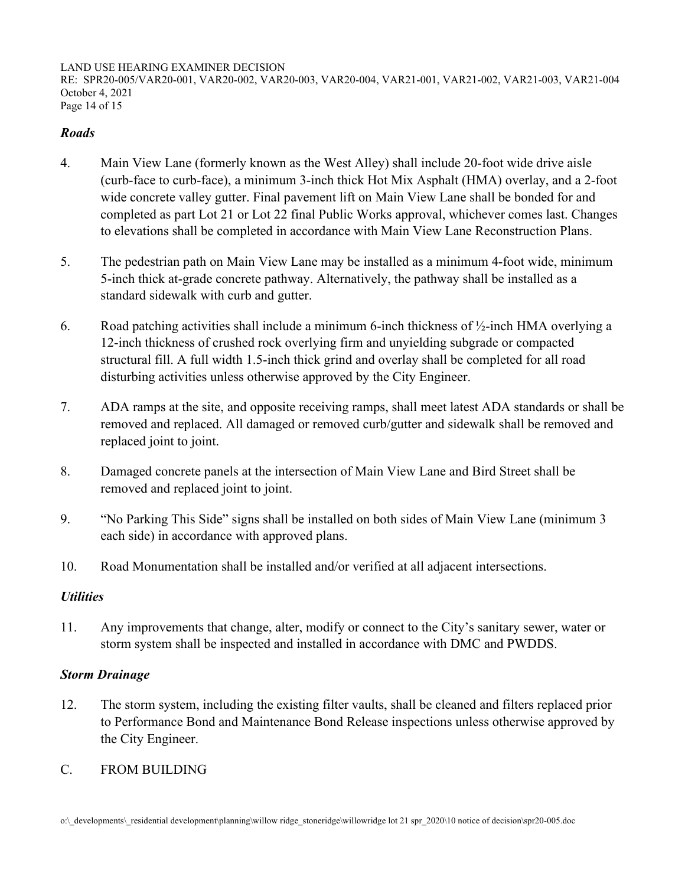### *Roads*

4. Main View Lane (formerly known as the West Alley) shall include 20-foot wide drive aisle (curb-face to curb-face), a minimum 3-inch thick Hot Mix Asphalt (HMA) overlay, and a 2-foot wide concrete valley gutter. Final pavement lift on Main View Lane shall be bonded for and completed as part Lot 21 or Lot 22 final Public Works approval, whichever comes last. Changes to elevations shall be completed in accordance with Main View Lane Reconstruction Plans.

5. The pedestrian path on Main View Lane may be installed as a minimum 4-foot wide, minimum 5-inch thick at-grade concrete pathway. Alternatively, the pathway shall be installed as a standard sidewalk with curb and gutter.

6. Road patching activities shall include a minimum 6-inch thickness of ½-inch HMA overlying a 12-inch thickness of crushed rock overlying firm and unyielding subgrade or compacted structural fill. A full width 1.5-inch thick grind and overlay shall be completed for all road disturbing activities unless otherwise approved by the City Engineer.

7. ADA ramps at the site, and opposite receiving ramps, shall meet latest ADA standards or shall be removed and replaced. All damaged or removed curb/gutter and sidewalk shall be removed and replaced joint to joint.

8. Damaged concrete panels at the intersection of Main View Lane and Bird Street shall be removed and replaced joint to joint.

9. "No Parking This Side" signs shall be installed on both sides of Main View Lane (minimum 3 each side) in accordance with approved plans.

10. Road Monumentation shall be installed and/or verified at all adjacent intersections.

### *Utilities*

11. Any improvements that change, alter, modify or connect to the City's sanitary sewer, water or storm system shall be inspected and installed in accordance with DMC and PWDDS.

### *Storm Drainage*

12. The storm system, including the existing filter vaults, shall be cleaned and filters replaced prior to Performance Bond and Maintenance Bond Release inspections unless otherwise approved by the City Engineer.

C. FROM BUILDING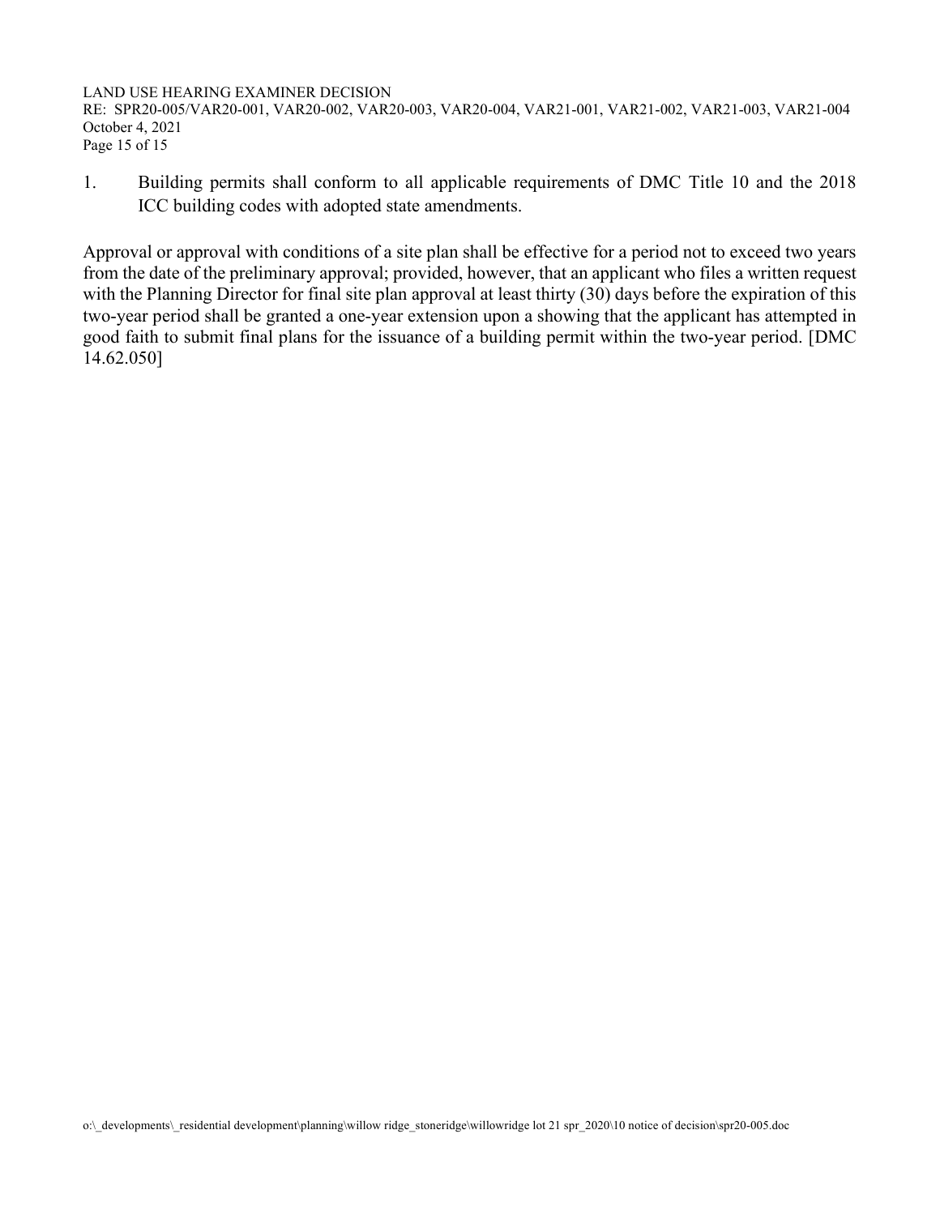1. Building permits shall conform to all applicable requirements of DMC Title 10 and the 2018 ICC building codes with adopted state amendments.

Approval or approval with conditions of a site plan shall be effective for a period not to exceed two years from the date of the preliminary approval; provided, however, that an applicant who files a written request with the Planning Director for final site plan approval at least thirty (30) days before the expiration of this two-year period shall be granted a one-year extension upon a showing that the applicant has attempted in good faith to submit final plans for the issuance of a building permit within the two-year period. [DMC 14.62.050]